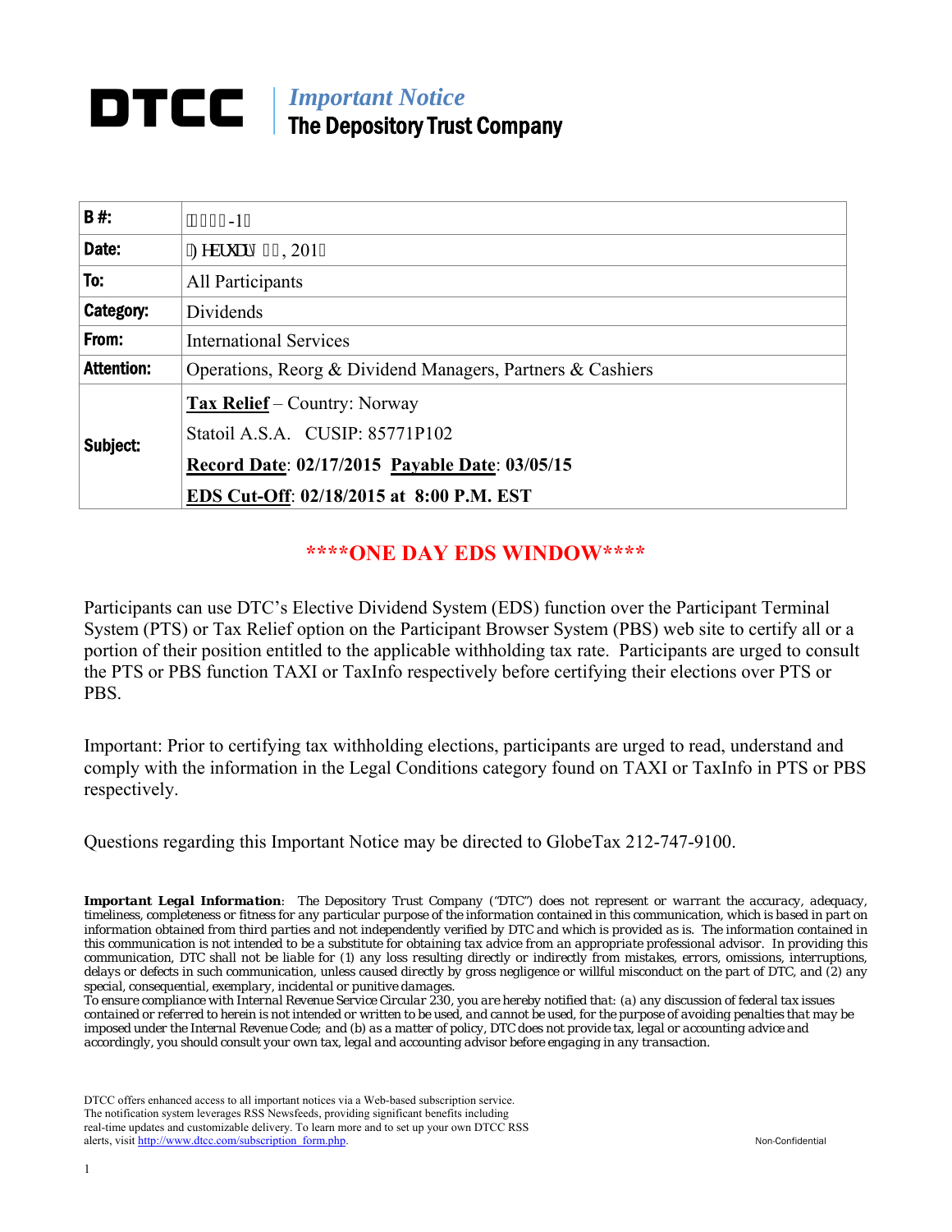# DTCC

*Important Notice*
**The Depository Trust Company**

| | |
|---|---|
| **B #:** | -1 |
| **Date:** | February , 201 |
| **To:** | All Participants |
| **Category:** | Dividends |
| **From:** | International Services |
| **Attention:** | Operations, Reorg & Dividend Managers, Partners & Cashiers |
| **Subject:** | **Tax Relief** – Country: Norway<br>Statoil A.S.A. CUSIP: 85771P102<br>**Record Date: 02/17/2015 Payable Date: 03/05/15**<br>**EDS Cut-Off: 02/18/2015 at 8:00 P.M. EST** |

## ****ONE DAY EDS WINDOW****

Participants can use DTC's Elective Dividend System (EDS) function over the Participant Terminal System (PTS) or Tax Relief option on the Participant Browser System (PBS) web site to certify all or a portion of their position entitled to the applicable withholding tax rate. Participants are urged to consult the PTS or PBS function TAXI or TaxInfo respectively before certifying their elections over PTS or PBS.

Important: Prior to certifying tax withholding elections, participants are urged to read, understand and comply with the information in the Legal Conditions category found on TAXI or TaxInfo in PTS or PBS respectively.

Questions regarding this Important Notice may be directed to GlobeTax 212-747-9100.

***Important Legal Information***: The Depository Trust Company ("DTC") does not represent or warrant the accuracy, adequacy, timeliness, completeness or fitness for any particular purpose of the information contained in this communication, which is based in part on information obtained from third parties and not independently verified by DTC and which is provided as is. The information contained in this communication is not intended to be a substitute for obtaining tax advice from an appropriate professional advisor. In providing this communication, DTC shall not be liable for (1) any loss resulting directly or indirectly from mistakes, errors, omissions, interruptions, delays or defects in such communication, unless caused directly by gross negligence or willful misconduct on the part of DTC, and (2) any special, consequential, exemplary, incidental or punitive damages.
To ensure compliance with Internal Revenue Service Circular 230, you are hereby notified that: (a) any discussion of federal tax issues contained or referred to herein is not intended or written to be used, and cannot be used, for the purpose of avoiding penalties that may be imposed under the Internal Revenue Code; and (b) as a matter of policy, DTC does not provide tax, legal or accounting advice and accordingly, you should consult your own tax, legal and accounting advisor before engaging in any transaction.

DTCC offers enhanced access to all important notices via a Web-based subscription service. The notification system leverages RSS Newsfeeds, providing significant benefits including real-time updates and customizable delivery. To learn more and to set up your own DTCC RSS alerts, visit http://www.dtcc.com/subscription_form.php.

Non-Confidential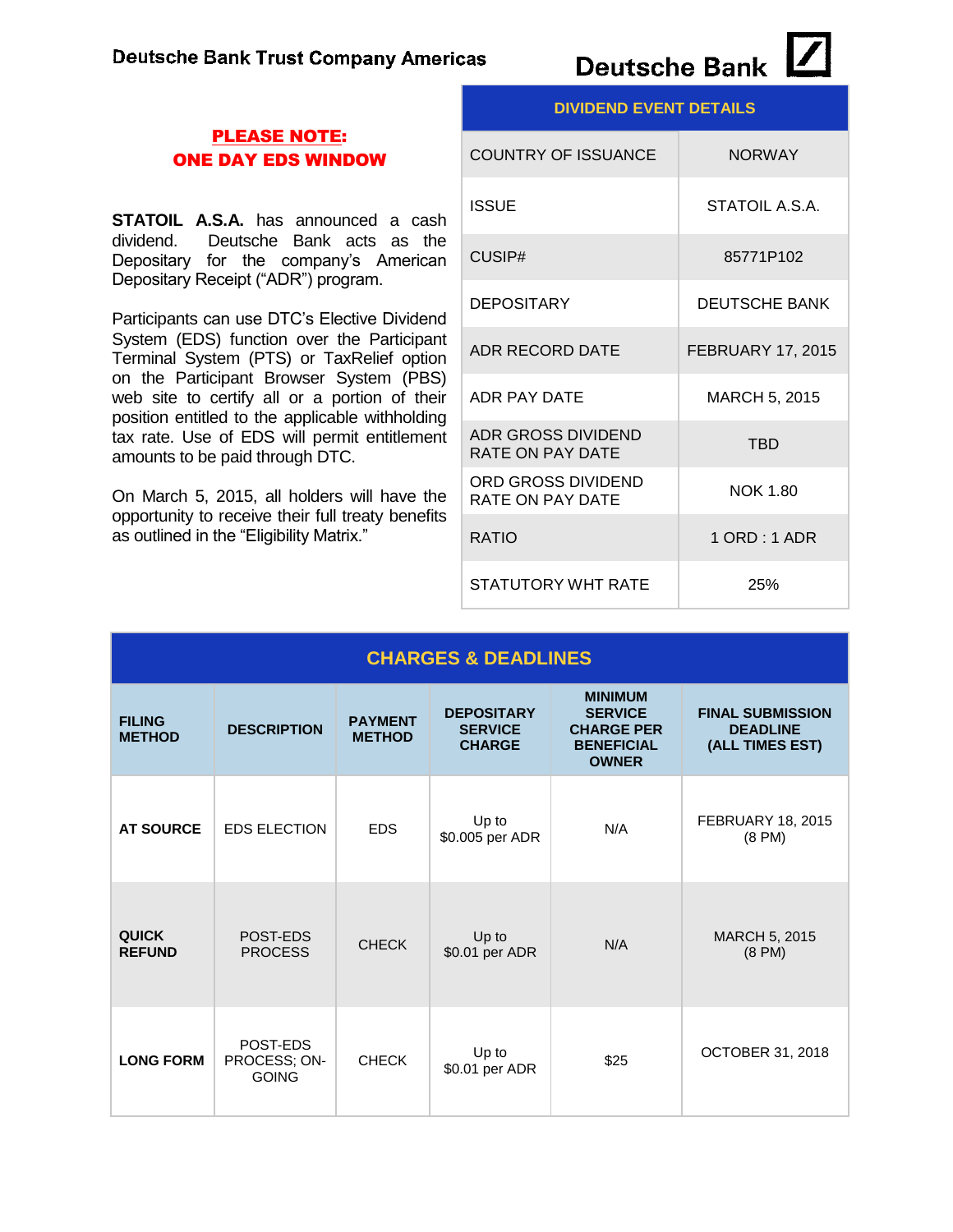Deutsche Bank Trust Company Americas

Deutsche Bank

**PLEASE NOTE:**
**ONE DAY EDS WINDOW**

**STATOIL A.S.A.** has announced a cash dividend. Deutsche Bank acts as the Depositary for the company's American Depositary Receipt ("ADR") program.

Participants can use DTC's Elective Dividend System (EDS) function over the Participant Terminal System (PTS) or TaxRelief option on the Participant Browser System (PBS) web site to certify all or a portion of their position entitled to the applicable withholding tax rate. Use of EDS will permit entitlement amounts to be paid through DTC.

On March 5, 2015, all holders will have the opportunity to receive their full treaty benefits as outlined in the "Eligibility Matrix."

| DIVIDEND EVENT DETAILS | |
|---|---|
| COUNTRY OF ISSUANCE | NORWAY |
| ISSUE | STATOIL A.S.A. |
| CUSIP# | 85771P102 |
| DEPOSITARY | DEUTSCHE BANK |
| ADR RECORD DATE | FEBRUARY 17, 2015 |
| ADR PAY DATE | MARCH 5, 2015 |
| ADR GROSS DIVIDEND RATE ON PAY DATE | TBD |
| ORD GROSS DIVIDEND RATE ON PAY DATE | NOK 1.80 |
| RATIO | 1 ORD : 1 ADR |
| STATUTORY WHT RATE | 25% |

## CHARGES & DEADLINES

| FILING METHOD | DESCRIPTION | PAYMENT METHOD | DEPOSITARY SERVICE CHARGE | MINIMUM SERVICE CHARGE PER BENEFICIAL OWNER | FINAL SUBMISSION DEADLINE (ALL TIMES EST) |
|---|---|---|---|---|---|
| AT SOURCE | EDS ELECTION | EDS | Up to $0.005 per ADR | N/A | FEBRUARY 18, 2015 (8 PM) |
| QUICK REFUND | POST-EDS PROCESS | CHECK | Up to $0.01 per ADR | N/A | MARCH 5, 2015 (8 PM) |
| LONG FORM | POST-EDS PROCESS; ON-GOING | CHECK | Up to $0.01 per ADR | $25 | OCTOBER 31, 2018 |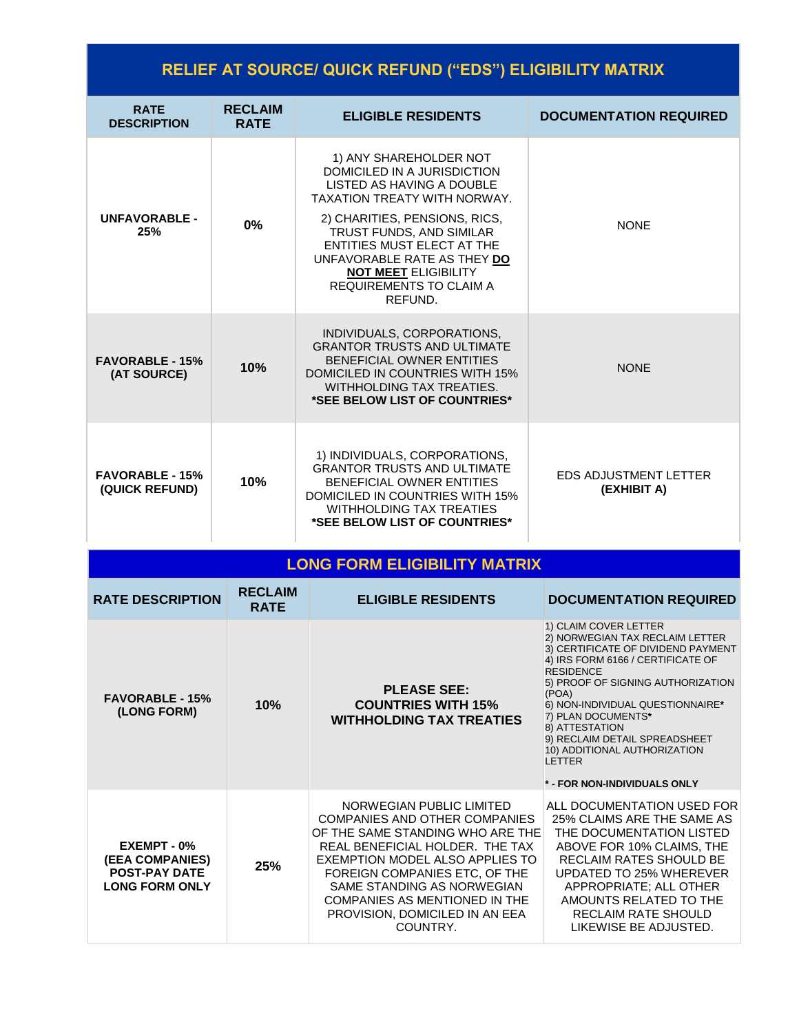## RELIEF AT SOURCE/ QUICK REFUND (“EDS”) ELIGIBILITY MATRIX

| RATE DESCRIPTION | RECLAIM RATE | ELIGIBLE RESIDENTS | DOCUMENTATION REQUIRED |
|---|---|---|---|
| **UNFAVORABLE - 25%** | **0%** | 1) ANY SHAREHOLDER NOT DOMICILED IN A JURISDICTION LISTED AS HAVING A DOUBLE TAXATION TREATY WITH NORWAY.<br>2) CHARITIES, PENSIONS, RICS, TRUST FUNDS, AND SIMILAR ENTITIES MUST ELECT AT THE UNFAVORABLE RATE AS THEY **<u>DO NOT MEET</u>** ELIGIBILITY REQUIREMENTS TO CLAIM A REFUND. | NONE |
| **FAVORABLE - 15% (AT SOURCE)** | **10%** | INDIVIDUALS, CORPORATIONS, GRANTOR TRUSTS AND ULTIMATE BENEFICIAL OWNER ENTITIES DOMICILED IN COUNTRIES WITH 15% WITHHOLDING TAX TREATIES.<br>**\*SEE BELOW LIST OF COUNTRIES\*** | NONE |
| **FAVORABLE - 15% (QUICK REFUND)** | **10%** | 1) INDIVIDUALS, CORPORATIONS, GRANTOR TRUSTS AND ULTIMATE BENEFICIAL OWNER ENTITIES DOMICILED IN COUNTRIES WITH 15% WITHHOLDING TAX TREATIES<br>**\*SEE BELOW LIST OF COUNTRIES\*** | EDS ADJUSTMENT LETTER **(EXHIBIT A)** |

## LONG FORM ELIGIBILITY MATRIX

| RATE DESCRIPTION | RECLAIM RATE | ELIGIBLE RESIDENTS | DOCUMENTATION REQUIRED |
|---|---|---|---|
| **FAVORABLE - 15% (LONG FORM)** | **10%** | **PLEASE SEE: COUNTRIES WITH 15% WITHHOLDING TAX TREATIES** | 1) CLAIM COVER LETTER<br>2) NORWEGIAN TAX RECLAIM LETTER<br>3) CERTIFICATE OF DIVIDEND PAYMENT<br>4) IRS FORM 6166 / CERTIFICATE OF RESIDENCE<br>5) PROOF OF SIGNING AUTHORIZATION (POA)<br>6) NON-INDIVIDUAL QUESTIONNAIRE**\***<br>7) PLAN DOCUMENTS**\***<br>8) ATTESTATION<br>9) RECLAIM DETAIL SPREADSHEET<br>10) ADDITIONAL AUTHORIZATION LETTER<br><br>**\* - FOR NON-INDIVIDUALS ONLY** |
| **EXEMPT - 0% (EEA COMPANIES) POST-PAY DATE LONG FORM ONLY** | **25%** | NORWEGIAN PUBLIC LIMITED COMPANIES AND OTHER COMPANIES OF THE SAME STANDING WHO ARE THE REAL BENEFICIAL HOLDER. THE TAX EXEMPTION MODEL ALSO APPLIES TO FOREIGN COMPANIES ETC, OF THE SAME STANDING AS NORWEGIAN COMPANIES AS MENTIONED IN THE PROVISION, DOMICILED IN AN EEA COUNTRY. | ALL DOCUMENTATION USED FOR 25% CLAIMS ARE THE SAME AS THE DOCUMENTATION LISTED ABOVE FOR 10% CLAIMS, THE RECLAIM RATES SHOULD BE UPDATED TO 25% WHEREVER APPROPRIATE; ALL OTHER AMOUNTS RELATED TO THE RECLAIM RATE SHOULD LIKEWISE BE ADJUSTED. |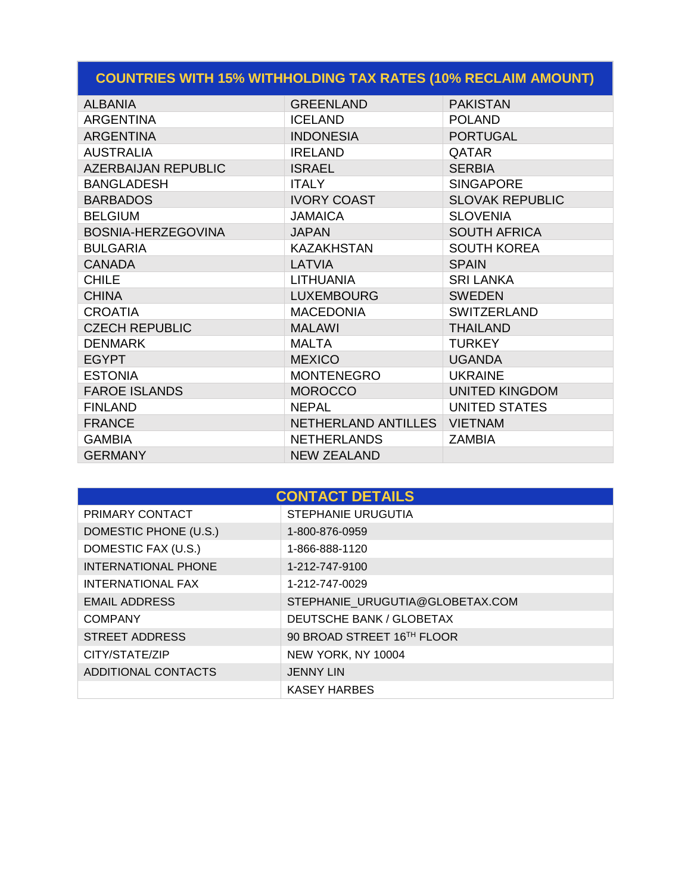| COUNTRIES WITH 15% WITHHOLDING TAX RATES (10% RECLAIM AMOUNT) | | |
|---|---|---|
| ALBANIA | GREENLAND | PAKISTAN |
| ARGENTINA | ICELAND | POLAND |
| ARGENTINA | INDONESIA | PORTUGAL |
| AUSTRALIA | IRELAND | QATAR |
| AZERBAIJAN REPUBLIC | ISRAEL | SERBIA |
| BANGLADESH | ITALY | SINGAPORE |
| BARBADOS | IVORY COAST | SLOVAK REPUBLIC |
| BELGIUM | JAMAICA | SLOVENIA |
| BOSNIA-HERZEGOVINA | JAPAN | SOUTH AFRICA |
| BULGARIA | KAZAKHSTAN | SOUTH KOREA |
| CANADA | LATVIA | SPAIN |
| CHILE | LITHUANIA | SRI LANKA |
| CHINA | LUXEMBOURG | SWEDEN |
| CROATIA | MACEDONIA | SWITZERLAND |
| CZECH REPUBLIC | MALAWI | THAILAND |
| DENMARK | MALTA | TURKEY |
| EGYPT | MEXICO | UGANDA |
| ESTONIA | MONTENEGRO | UKRAINE |
| FAROE ISLANDS | MOROCCO | UNITED KINGDOM |
| FINLAND | NEPAL | UNITED STATES |
| FRANCE | NETHERLAND ANTILLES | VIETNAM |
| GAMBIA | NETHERLANDS | ZAMBIA |
| GERMANY | NEW ZEALAND | |

| CONTACT DETAILS | |
|---|---|
| PRIMARY CONTACT | STEPHANIE URUGUTIA |
| DOMESTIC PHONE (U.S.) | 1-800-876-0959 |
| DOMESTIC FAX (U.S.) | 1-866-888-1120 |
| INTERNATIONAL PHONE | 1-212-747-9100 |
| INTERNATIONAL FAX | 1-212-747-0029 |
| EMAIL ADDRESS | STEPHANIE_URUGUTIA@GLOBETAX.COM |
| COMPANY | DEUTSCHE BANK / GLOBETAX |
| STREET ADDRESS | 90 BROAD STREET 16TH FLOOR |
| CITY/STATE/ZIP | NEW YORK, NY 10004 |
| ADDITIONAL CONTACTS | JENNY LIN |
| | KASEY HARBES |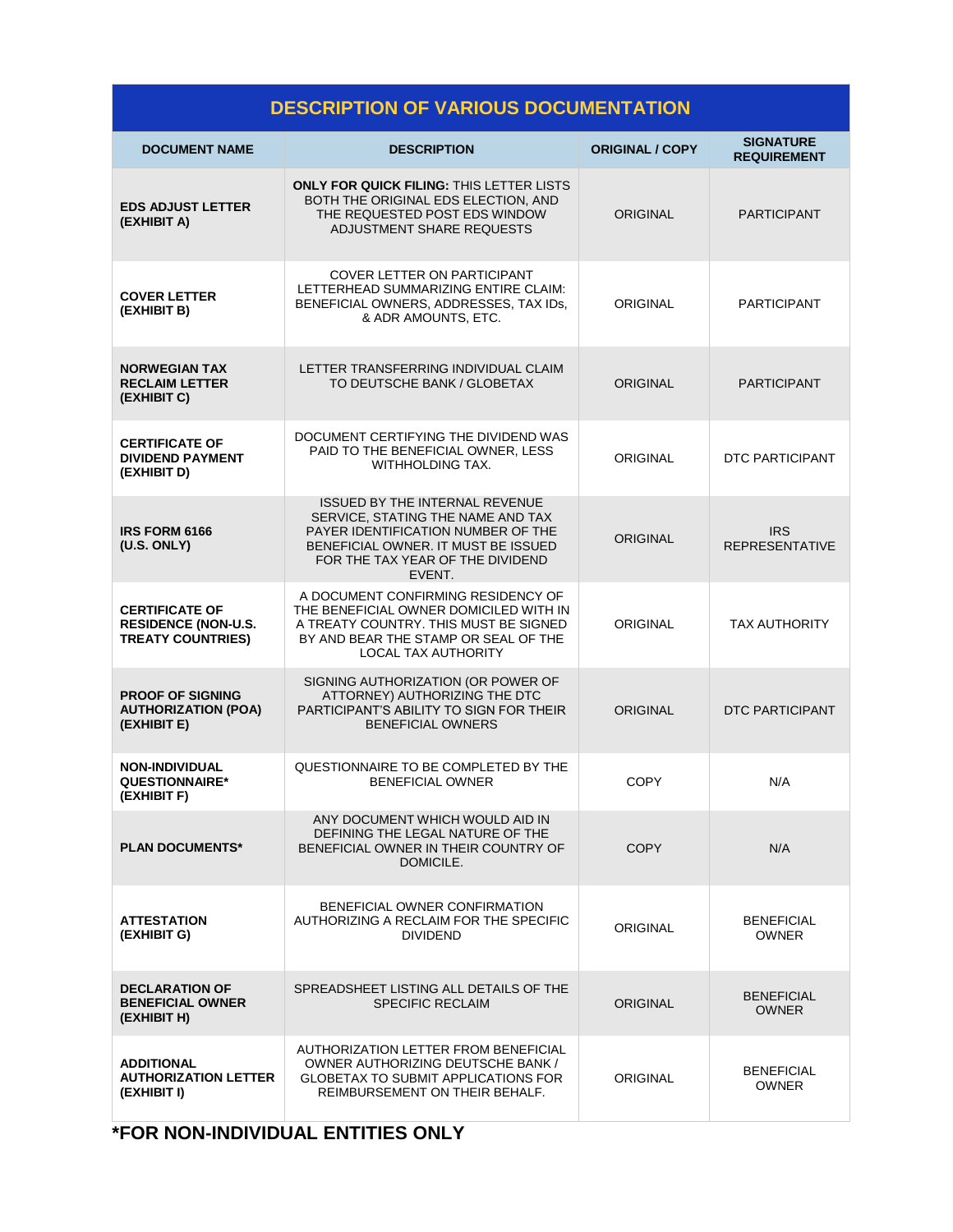# DESCRIPTION OF VARIOUS DOCUMENTATION

| DOCUMENT NAME | DESCRIPTION | ORIGINAL / COPY | SIGNATURE REQUIREMENT |
|---|---|---|---|
| **EDS ADJUST LETTER (EXHIBIT A)** | **ONLY FOR QUICK FILING:** THIS LETTER LISTS BOTH THE ORIGINAL EDS ELECTION, AND THE REQUESTED POST EDS WINDOW ADJUSTMENT SHARE REQUESTS | ORIGINAL | PARTICIPANT |
| **COVER LETTER (EXHIBIT B)** | COVER LETTER ON PARTICIPANT LETTERHEAD SUMMARIZING ENTIRE CLAIM: BENEFICIAL OWNERS, ADDRESSES, TAX IDs, & ADR AMOUNTS, ETC. | ORIGINAL | PARTICIPANT |
| **NORWEGIAN TAX RECLAIM LETTER (EXHIBIT C)** | LETTER TRANSFERRING INDIVIDUAL CLAIM TO DEUTSCHE BANK / GLOBETAX | ORIGINAL | PARTICIPANT |
| **CERTIFICATE OF DIVIDEND PAYMENT (EXHIBIT D)** | DOCUMENT CERTIFYING THE DIVIDEND WAS PAID TO THE BENEFICIAL OWNER, LESS WITHHOLDING TAX. | ORIGINAL | DTC PARTICIPANT |
| **IRS FORM 6166 (U.S. ONLY)** | ISSUED BY THE INTERNAL REVENUE SERVICE, STATING THE NAME AND TAX PAYER IDENTIFICATION NUMBER OF THE BENEFICIAL OWNER. IT MUST BE ISSUED FOR THE TAX YEAR OF THE DIVIDEND EVENT. | ORIGINAL | IRS REPRESENTATIVE |
| **CERTIFICATE OF RESIDENCE (NON-U.S. TREATY COUNTRIES)** | A DOCUMENT CONFIRMING RESIDENCY OF THE BENEFICIAL OWNER DOMICILED WITH IN A TREATY COUNTRY. THIS MUST BE SIGNED BY AND BEAR THE STAMP OR SEAL OF THE LOCAL TAX AUTHORITY | ORIGINAL | TAX AUTHORITY |
| **PROOF OF SIGNING AUTHORIZATION (POA) (EXHIBIT E)** | SIGNING AUTHORIZATION (OR POWER OF ATTORNEY) AUTHORIZING THE DTC PARTICIPANT'S ABILITY TO SIGN FOR THEIR BENEFICIAL OWNERS | ORIGINAL | DTC PARTICIPANT |
| **NON-INDIVIDUAL QUESTIONNAIRE* (EXHIBIT F)** | QUESTIONNAIRE TO BE COMPLETED BY THE BENEFICIAL OWNER | COPY | N/A |
| **PLAN DOCUMENTS*** | ANY DOCUMENT WHICH WOULD AID IN DEFINING THE LEGAL NATURE OF THE BENEFICIAL OWNER IN THEIR COUNTRY OF DOMICILE. | COPY | N/A |
| **ATTESTATION (EXHIBIT G)** | BENEFICIAL OWNER CONFIRMATION AUTHORIZING A RECLAIM FOR THE SPECIFIC DIVIDEND | ORIGINAL | BENEFICIAL OWNER |
| **DECLARATION OF BENEFICIAL OWNER (EXHIBIT H)** | SPREADSHEET LISTING ALL DETAILS OF THE SPECIFIC RECLAIM | ORIGINAL | BENEFICIAL OWNER |
| **ADDITIONAL AUTHORIZATION LETTER (EXHIBIT I)** | AUTHORIZATION LETTER FROM BENEFICIAL OWNER AUTHORIZING DEUTSCHE BANK / GLOBETAX TO SUBMIT APPLICATIONS FOR REIMBURSEMENT ON THEIR BEHALF. | ORIGINAL | BENEFICIAL OWNER |

**\*FOR NON-INDIVIDUAL ENTITIES ONLY**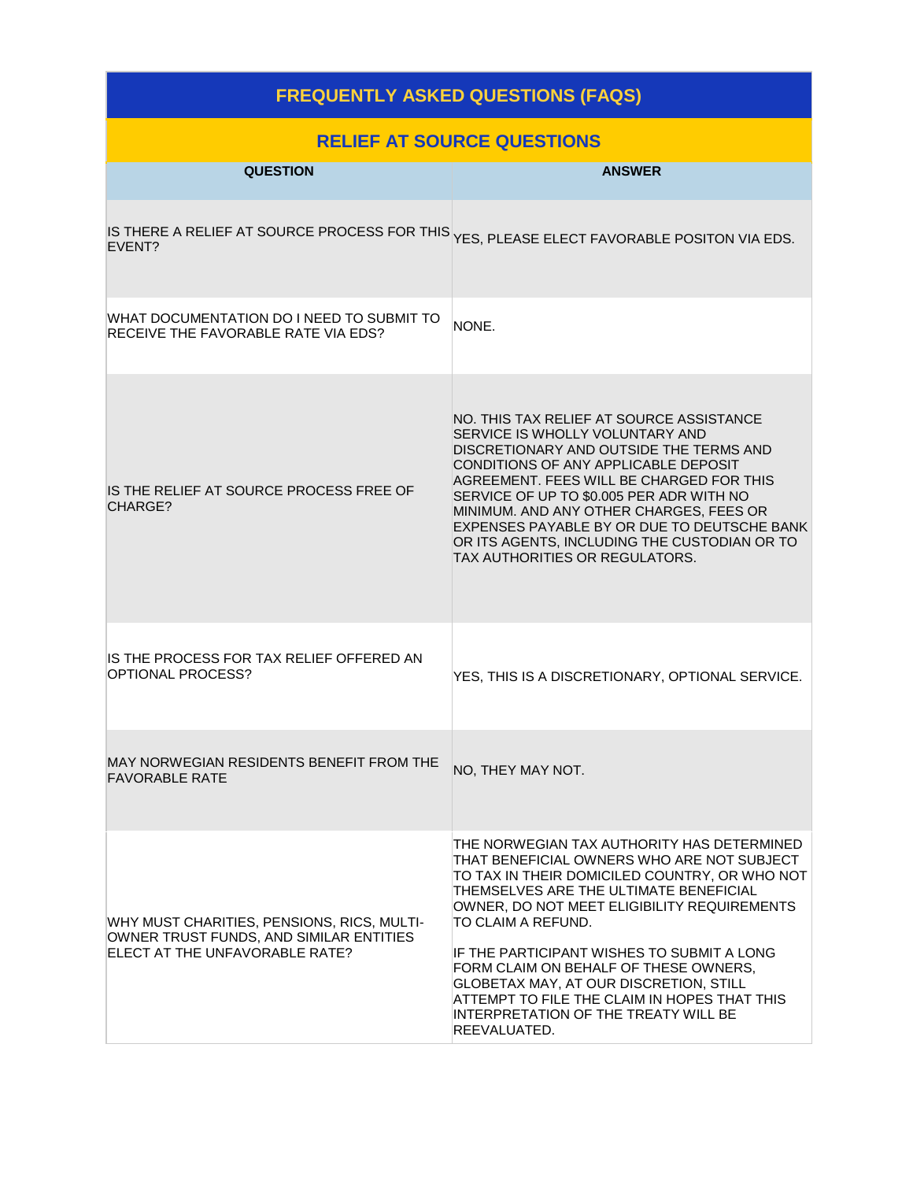## FREQUENTLY ASKED QUESTIONS (FAQS)

### RELIEF AT SOURCE QUESTIONS

| QUESTION | ANSWER |
|---|---|
| IS THERE A RELIEF AT SOURCE PROCESS FOR THIS EVENT? | YES, PLEASE ELECT FAVORABLE POSITON VIA EDS. |
| WHAT DOCUMENTATION DO I NEED TO SUBMIT TO RECEIVE THE FAVORABLE RATE VIA EDS? | NONE. |
| IS THE RELIEF AT SOURCE PROCESS FREE OF CHARGE? | NO. THIS TAX RELIEF AT SOURCE ASSISTANCE SERVICE IS WHOLLY VOLUNTARY AND DISCRETIONARY AND OUTSIDE THE TERMS AND CONDITIONS OF ANY APPLICABLE DEPOSIT AGREEMENT. FEES WILL BE CHARGED FOR THIS SERVICE OF UP TO $0.005 PER ADR WITH NO MINIMUM. AND ANY OTHER CHARGES, FEES OR EXPENSES PAYABLE BY OR DUE TO DEUTSCHE BANK OR ITS AGENTS, INCLUDING THE CUSTODIAN OR TO TAX AUTHORITIES OR REGULATORS. |
| IS THE PROCESS FOR TAX RELIEF OFFERED AN OPTIONAL PROCESS? | YES, THIS IS A DISCRETIONARY, OPTIONAL SERVICE. |
| MAY NORWEGIAN RESIDENTS BENEFIT FROM THE FAVORABLE RATE | NO, THEY MAY NOT. |
| WHY MUST CHARITIES, PENSIONS, RICS, MULTI-OWNER TRUST FUNDS, AND SIMILAR ENTITIES ELECT AT THE UNFAVORABLE RATE? | THE NORWEGIAN TAX AUTHORITY HAS DETERMINED THAT BENEFICIAL OWNERS WHO ARE NOT SUBJECT TO TAX IN THEIR DOMICILED COUNTRY, OR WHO NOT THEMSELVES ARE THE ULTIMATE BENEFICIAL OWNER, DO NOT MEET ELIGIBILITY REQUIREMENTS TO CLAIM A REFUND.<br><br>IF THE PARTICIPANT WISHES TO SUBMIT A LONG FORM CLAIM ON BEHALF OF THESE OWNERS, GLOBETAX MAY, AT OUR DISCRETION, STILL ATTEMPT TO FILE THE CLAIM IN HOPES THAT THIS INTERPRETATION OF THE TREATY WILL BE REEVALUATED. |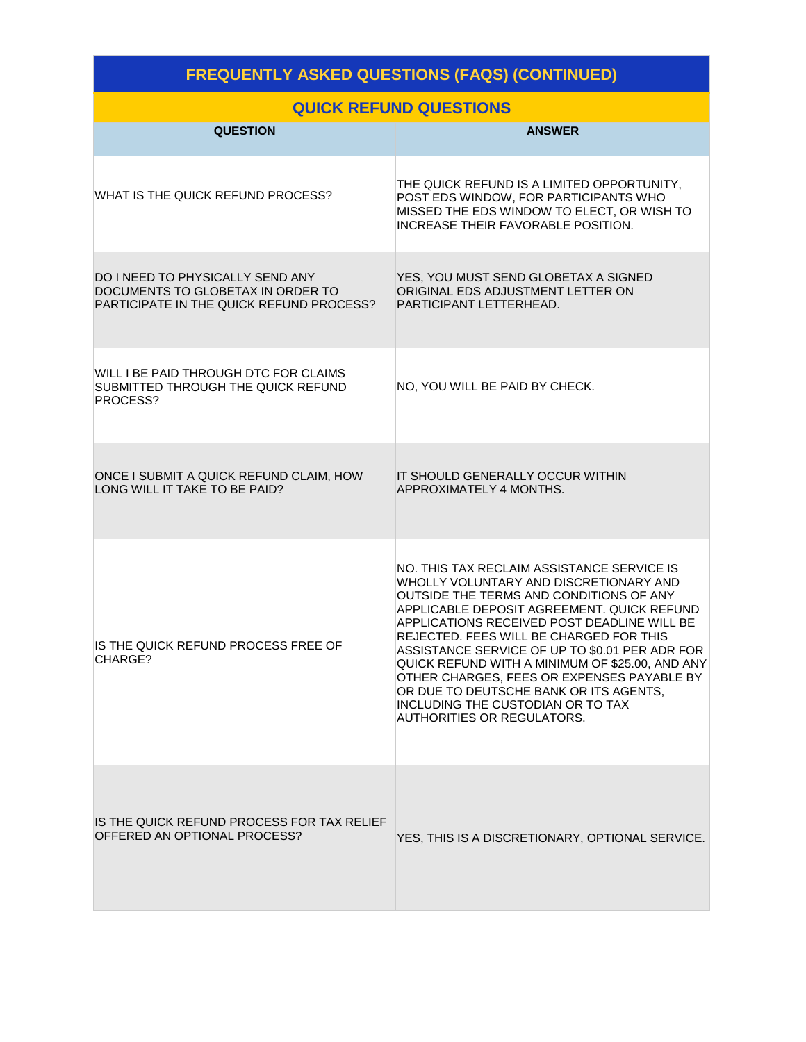## FREQUENTLY ASKED QUESTIONS (FAQS) (CONTINUED)

### QUICK REFUND QUESTIONS

| QUESTION | ANSWER |
|---|---|
| WHAT IS THE QUICK REFUND PROCESS? | THE QUICK REFUND IS A LIMITED OPPORTUNITY, POST EDS WINDOW, FOR PARTICIPANTS WHO MISSED THE EDS WINDOW TO ELECT, OR WISH TO INCREASE THEIR FAVORABLE POSITION. |
| DO I NEED TO PHYSICALLY SEND ANY DOCUMENTS TO GLOBETAX IN ORDER TO PARTICIPATE IN THE QUICK REFUND PROCESS? | YES, YOU MUST SEND GLOBETAX A SIGNED ORIGINAL EDS ADJUSTMENT LETTER ON PARTICIPANT LETTERHEAD. |
| WILL I BE PAID THROUGH DTC FOR CLAIMS SUBMITTED THROUGH THE QUICK REFUND PROCESS? | NO, YOU WILL BE PAID BY CHECK. |
| ONCE I SUBMIT A QUICK REFUND CLAIM, HOW LONG WILL IT TAKE TO BE PAID? | IT SHOULD GENERALLY OCCUR WITHIN APPROXIMATELY 4 MONTHS. |
| IS THE QUICK REFUND PROCESS FREE OF CHARGE? | NO. THIS TAX RECLAIM ASSISTANCE SERVICE IS WHOLLY VOLUNTARY AND DISCRETIONARY AND OUTSIDE THE TERMS AND CONDITIONS OF ANY APPLICABLE DEPOSIT AGREEMENT. QUICK REFUND APPLICATIONS RECEIVED POST DEADLINE WILL BE REJECTED. FEES WILL BE CHARGED FOR THIS ASSISTANCE SERVICE OF UP TO $0.01 PER ADR FOR QUICK REFUND WITH A MINIMUM OF $25.00, AND ANY OTHER CHARGES, FEES OR EXPENSES PAYABLE BY OR DUE TO DEUTSCHE BANK OR ITS AGENTS, INCLUDING THE CUSTODIAN OR TO TAX AUTHORITIES OR REGULATORS. |
| IS THE QUICK REFUND PROCESS FOR TAX RELIEF OFFERED AN OPTIONAL PROCESS? | YES, THIS IS A DISCRETIONARY, OPTIONAL SERVICE. |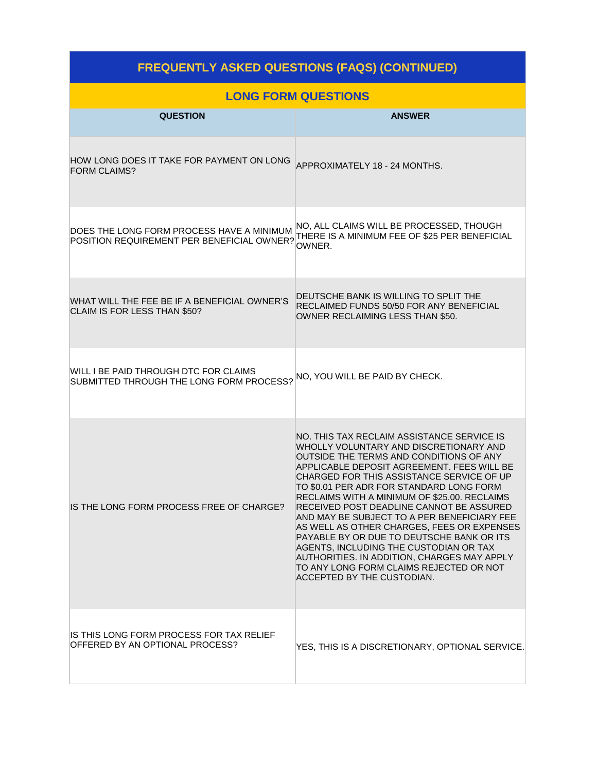## FREQUENTLY ASKED QUESTIONS (FAQS) (CONTINUED)

### LONG FORM QUESTIONS

| QUESTION | ANSWER |
|---|---|
| HOW LONG DOES IT TAKE FOR PAYMENT ON LONG FORM CLAIMS? | APPROXIMATELY 18 - 24 MONTHS. |
| DOES THE LONG FORM PROCESS HAVE A MINIMUM POSITION REQUIREMENT PER BENEFICIAL OWNER? | NO, ALL CLAIMS WILL BE PROCESSED, THOUGH THERE IS A MINIMUM FEE OF $25 PER BENEFICIAL OWNER. |
| WHAT WILL THE FEE BE IF A BENEFICIAL OWNER'S CLAIM IS FOR LESS THAN $50? | DEUTSCHE BANK IS WILLING TO SPLIT THE RECLAIMED FUNDS 50/50 FOR ANY BENEFICIAL OWNER RECLAIMING LESS THAN $50. |
| WILL I BE PAID THROUGH DTC FOR CLAIMS SUBMITTED THROUGH THE LONG FORM PROCESS? | NO, YOU WILL BE PAID BY CHECK. |
| IS THE LONG FORM PROCESS FREE OF CHARGE? | NO. THIS TAX RECLAIM ASSISTANCE SERVICE IS WHOLLY VOLUNTARY AND DISCRETIONARY AND OUTSIDE THE TERMS AND CONDITIONS OF ANY APPLICABLE DEPOSIT AGREEMENT. FEES WILL BE CHARGED FOR THIS ASSISTANCE SERVICE OF UP TO $0.01 PER ADR FOR STANDARD LONG FORM RECLAIMS WITH A MINIMUM OF $25.00. RECLAIMS RECEIVED POST DEADLINE CANNOT BE ASSURED AND MAY BE SUBJECT TO A PER BENEFICIARY FEE AS WELL AS OTHER CHARGES, FEES OR EXPENSES PAYABLE BY OR DUE TO DEUTSCHE BANK OR ITS AGENTS, INCLUDING THE CUSTODIAN OR TAX AUTHORITIES. IN ADDITION, CHARGES MAY APPLY TO ANY LONG FORM CLAIMS REJECTED OR NOT ACCEPTED BY THE CUSTODIAN. |
| IS THIS LONG FORM PROCESS FOR TAX RELIEF OFFERED BY AN OPTIONAL PROCESS? | YES, THIS IS A DISCRETIONARY, OPTIONAL SERVICE. |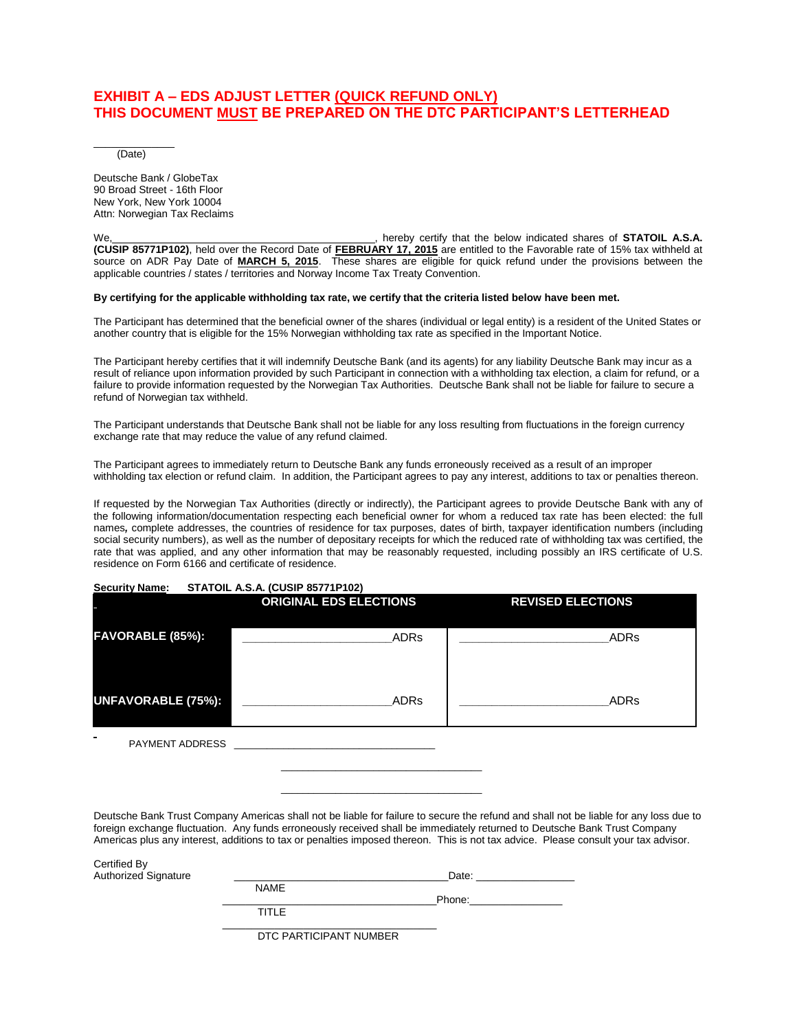# EXHIBIT A – EDS ADJUST LETTER (QUICK REFUND ONLY)
# THIS DOCUMENT MUST BE PREPARED ON THE DTC PARTICIPANT'S LETTERHEAD

_____________
(Date)

Deutsche Bank / GlobeTax
90 Broad Street - 16th Floor
New York, New York 10004
Attn: Norwegian Tax Reclaims

We,___________________________________________, hereby certify that the below indicated shares of **STATOIL A.S.A. (CUSIP 85771P102)**, held over the Record Date of **FEBRUARY 17, 2015** are entitled to the Favorable rate of 15% tax withheld at source on ADR Pay Date of **MARCH 5, 2015**. These shares are eligible for quick refund under the provisions between the applicable countries / states / territories and Norway Income Tax Treaty Convention.

**By certifying for the applicable withholding tax rate, we certify that the criteria listed below have been met.**

The Participant has determined that the beneficial owner of the shares (individual or legal entity) is a resident of the United States or another country that is eligible for the 15% Norwegian withholding tax rate as specified in the Important Notice.

The Participant hereby certifies that it will indemnify Deutsche Bank (and its agents) for any liability Deutsche Bank may incur as a result of reliance upon information provided by such Participant in connection with a withholding tax election, a claim for refund, or a failure to provide information requested by the Norwegian Tax Authorities. Deutsche Bank shall not be liable for failure to secure a refund of Norwegian tax withheld.

The Participant understands that Deutsche Bank shall not be liable for any loss resulting from fluctuations in the foreign currency exchange rate that may reduce the value of any refund claimed.

The Participant agrees to immediately return to Deutsche Bank any funds erroneously received as a result of an improper withholding tax election or refund claim. In addition, the Participant agrees to pay any interest, additions to tax or penalties thereon.

If requested by the Norwegian Tax Authorities (directly or indirectly), the Participant agrees to provide Deutsche Bank with any of the following information/documentation respecting each beneficial owner for whom a reduced tax rate has been elected: the full names, complete addresses, the countries of residence for tax purposes, dates of birth, taxpayer identification numbers (including social security numbers), as well as the number of depositary receipts for which the reduced rate of withholding tax was certified, the rate that was applied, and any other information that may be reasonably requested, including possibly an IRS certificate of U.S. residence on Form 6166 and certificate of residence.

**Security Name: STATOIL A.S.A. (CUSIP 85771P102)**

| | ORIGINAL EDS ELECTIONS | REVISED ELECTIONS |
|---|---|---|
| **FAVORABLE (85%):** | ______________________ADRs | ______________________ADRs |
| **UNFAVORABLE (75%):** | ______________________ADRs | ______________________ADRs |

PAYMENT ADDRESS _________________________________

_________________________________

_________________________________

Deutsche Bank Trust Company Americas shall not be liable for failure to secure the refund and shall not be liable for any loss due to foreign exchange fluctuation. Any funds erroneously received shall be immediately returned to Deutsche Bank Trust Company Americas plus any interest, additions to tax or penalties imposed thereon. This is not tax advice. Please consult your tax advisor.

Certified By
Authorized Signature ___________________________________ Date: ________________

NAME

___________________________________ Phone: _______________

TITLE

___________________________________

DTC PARTICIPANT NUMBER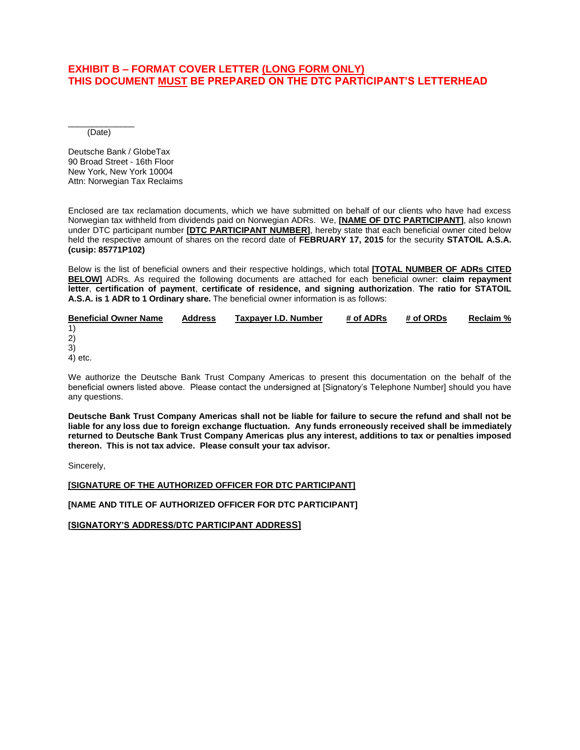## EXHIBIT B – FORMAT COVER LETTER (LONG FORM ONLY)
## THIS DOCUMENT MUST BE PREPARED ON THE DTC PARTICIPANT'S LETTERHEAD

______________
(Date)

Deutsche Bank / GlobeTax
90 Broad Street - 16th Floor
New York, New York 10004
Attn: Norwegian Tax Reclaims

Enclosed are tax reclamation documents, which we have submitted on behalf of our clients who have had excess Norwegian tax withheld from dividends paid on Norwegian ADRs. We, **[NAME OF DTC PARTICIPANT]**, also known under DTC participant number **[DTC PARTICIPANT NUMBER]**, hereby state that each beneficial owner cited below held the respective amount of shares on the record date of **FEBRUARY 17, 2015** for the security **STATOIL A.S.A. (cusip: 85771P102)**

Below is the list of beneficial owners and their respective holdings, which total **[TOTAL NUMBER OF ADRs CITED BELOW]** ADRs. As required the following documents are attached for each beneficial owner: **claim repayment letter**, **certification of payment**, **certificate of residence, and signing authorization**. **The ratio for STATOIL A.S.A. is 1 ADR to 1 Ordinary share.** The beneficial owner information is as follows:

| Beneficial Owner Name | Address | Taxpayer I.D. Number | # of ADRs | # of ORDs | Reclaim % |
|---|---|---|---|---|---|
| 1) | | | | | |
| 2) | | | | | |
| 3) | | | | | |
| 4) etc. | | | | | |

We authorize the Deutsche Bank Trust Company Americas to present this documentation on the behalf of the beneficial owners listed above. Please contact the undersigned at [Signatory's Telephone Number] should you have any questions.

**Deutsche Bank Trust Company Americas shall not be liable for failure to secure the refund and shall not be liable for any loss due to foreign exchange fluctuation. Any funds erroneously received shall be immediately returned to Deutsche Bank Trust Company Americas plus any interest, additions to tax or penalties imposed thereon. This is not tax advice. Please consult your tax advisor.**

Sincerely,

**[SIGNATURE OF THE AUTHORIZED OFFICER FOR DTC PARTICIPANT]**

**[NAME AND TITLE OF AUTHORIZED OFFICER FOR DTC PARTICIPANT]**

**[SIGNATORY'S ADDRESS/DTC PARTICIPANT ADDRESS]**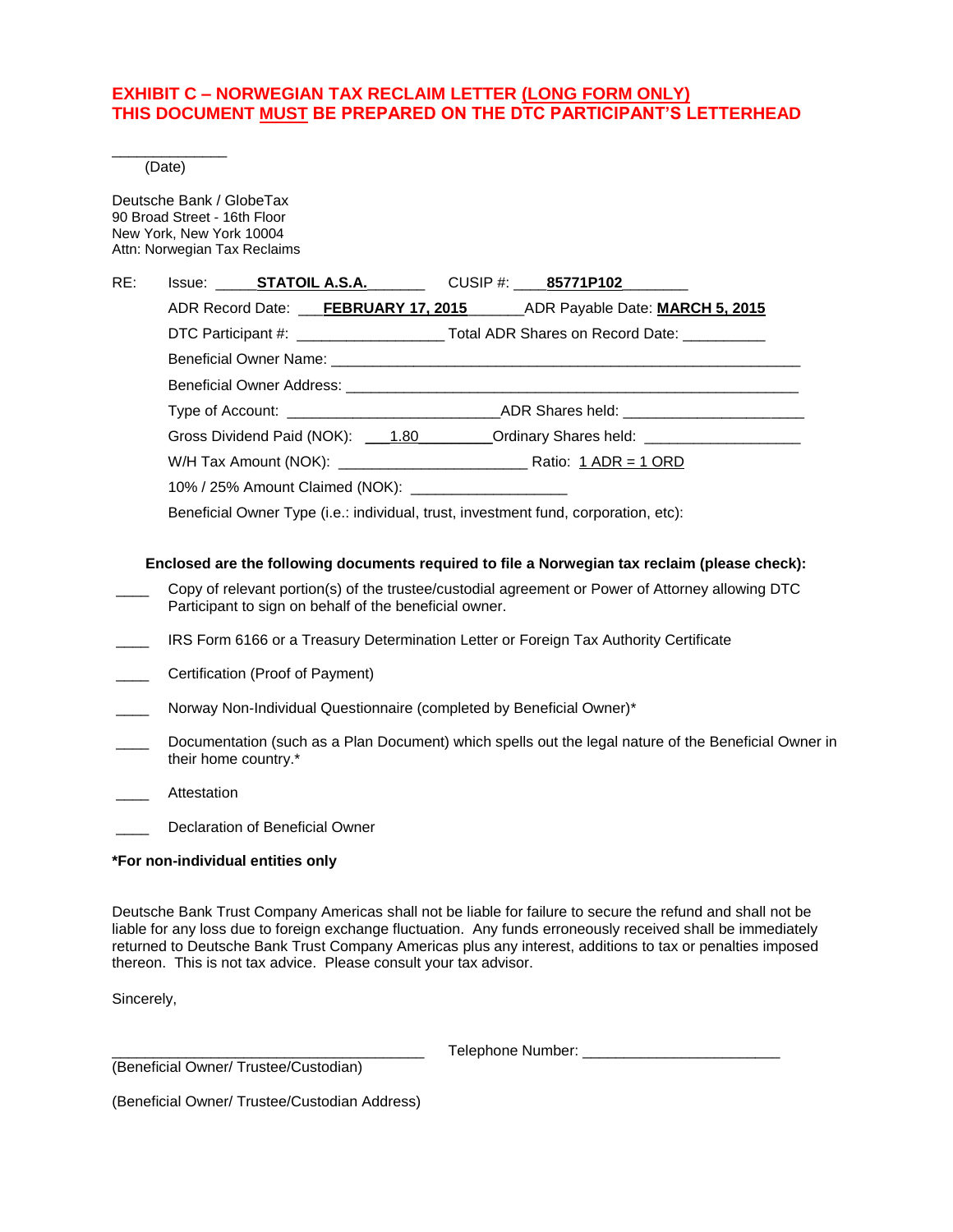# EXHIBIT C – NORWEGIAN TAX RECLAIM LETTER (LONG FORM ONLY)
# THIS DOCUMENT MUST BE PREPARED ON THE DTC PARTICIPANT'S LETTERHEAD

_____________
(Date)

Deutsche Bank / GlobeTax
90 Broad Street - 16th Floor
New York, New York 10004
Attn: Norwegian Tax Reclaims

RE: Issue: _____**STATOIL A.S.A.**_______ CUSIP #: ____**85771P102**________

ADR Record Date: ___**FEBRUARY 17, 2015**_______ADR Payable Date: **MARCH 5, 2015**

DTC Participant #: _________________ Total ADR Shares on Record Date: __________

Beneficial Owner Name: ___________________________________________________________

Beneficial Owner Address: _________________________________________________________

Type of Account: _________________________ADR Shares held: _____________________

Gross Dividend Paid (NOK): ___1.80_________Ordinary Shares held: __________________

W/H Tax Amount (NOK): ______________________ Ratio: 1 ADR = 1 ORD

10% / 25% Amount Claimed (NOK): __________________

Beneficial Owner Type (i.e.: individual, trust, investment fund, corporation, etc):

**Enclosed are the following documents required to file a Norwegian tax reclaim (please check):**

____ Copy of relevant portion(s) of the trustee/custodial agreement or Power of Attorney allowing DTC Participant to sign on behalf of the beneficial owner.

____ IRS Form 6166 or a Treasury Determination Letter or Foreign Tax Authority Certificate

____ Certification (Proof of Payment)

____ Norway Non-Individual Questionnaire (completed by Beneficial Owner)*

____ Documentation (such as a Plan Document) which spells out the legal nature of the Beneficial Owner in their home country.*

____ Attestation

____ Declaration of Beneficial Owner

**\*For non-individual entities only**

Deutsche Bank Trust Company Americas shall not be liable for failure to secure the refund and shall not be liable for any loss due to foreign exchange fluctuation. Any funds erroneously received shall be immediately returned to Deutsche Bank Trust Company Americas plus any interest, additions to tax or penalties imposed thereon. This is not tax advice. Please consult your tax advisor.

Sincerely,

______________________________________ Telephone Number: _______________________
(Beneficial Owner/ Trustee/Custodian)

(Beneficial Owner/ Trustee/Custodian Address)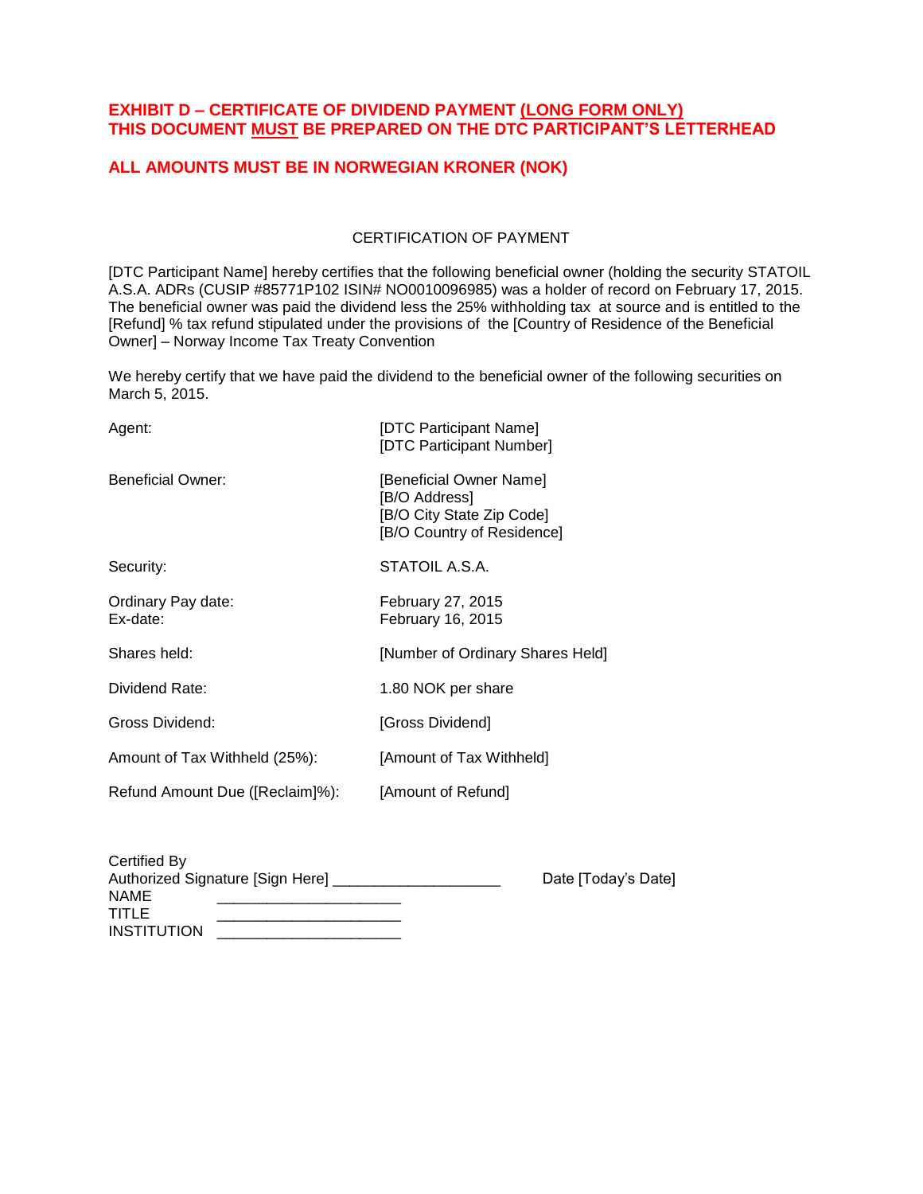**EXHIBIT D – CERTIFICATE OF DIVIDEND PAYMENT <u>(LONG FORM ONLY)</u>**
**THIS DOCUMENT <u>MUST</u> BE PREPARED ON THE DTC PARTICIPANT'S LETTERHEAD**

**ALL AMOUNTS MUST BE IN NORWEGIAN KRONER (NOK)**

CERTIFICATION OF PAYMENT

[DTC Participant Name] hereby certifies that the following beneficial owner (holding the security STATOIL A.S.A. ADRs (CUSIP #85771P102 ISIN# NO0010096985) was a holder of record on February 17, 2015. The beneficial owner was paid the dividend less the 25% withholding tax at source and is entitled to the [Refund] % tax refund stipulated under the provisions of the [Country of Residence of the Beneficial Owner] – Norway Income Tax Treaty Convention

We hereby certify that we have paid the dividend to the beneficial owner of the following securities on March 5, 2015.

| | |
|---|---|
| Agent: | [DTC Participant Name]<br>[DTC Participant Number] |
| Beneficial Owner: | [Beneficial Owner Name]<br>[B/O Address]<br>[B/O City State Zip Code]<br>[B/O Country of Residence] |
| Security: | STATOIL A.S.A. |
| Ordinary Pay date:<br>Ex-date: | February 27, 2015<br>February 16, 2015 |
| Shares held: | [Number of Ordinary Shares Held] |
| Dividend Rate: | 1.80 NOK per share |
| Gross Dividend: | [Gross Dividend] |
| Amount of Tax Withheld (25%): | [Amount of Tax Withheld] |
| Refund Amount Due ([Reclaim]%): | [Amount of Refund] |

Certified By
Authorized Signature [Sign Here] ____________________ Date [Today's Date]
NAME ______________________
TITLE ______________________
INSTITUTION ______________________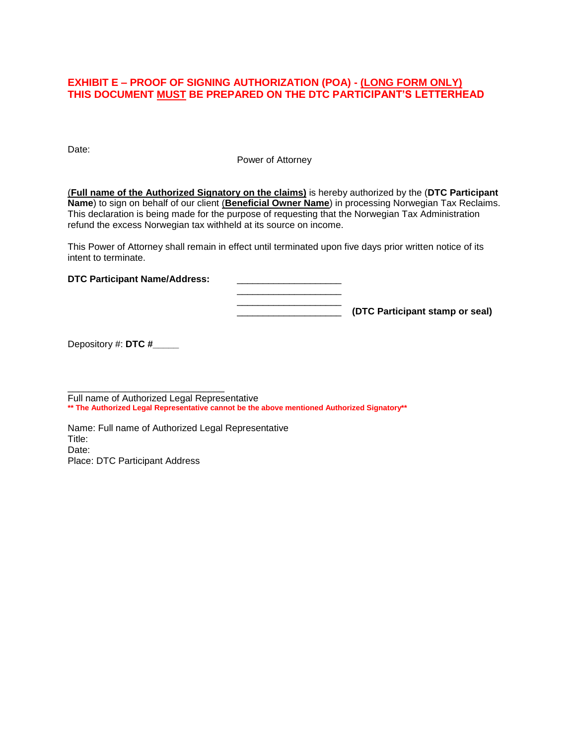**EXHIBIT E – PROOF OF SIGNING AUTHORIZATION (POA) - <u>(LONG FORM ONLY)</u>**
**THIS DOCUMENT <u>MUST</u> BE PREPARED ON THE DTC PARTICIPANT'S LETTERHEAD**

Date:

Power of Attorney

(**<u>Full name of the Authorized Signatory on the claims)</u>** is hereby authorized by the (**DTC Participant Name**) to sign on behalf of our client (**<u>Beneficial Owner Name</u>**) in processing Norwegian Tax Reclaims. This declaration is being made for the purpose of requesting that the Norwegian Tax Administration refund the excess Norwegian tax withheld at its source on income.

This Power of Attorney shall remain in effect until terminated upon five days prior written notice of its intent to terminate.

**DTC Participant Name/Address:** ____________________
____________________
____________________
____________________ **(DTC Participant stamp or seal)**

Depository #: **DTC #_____**

______________________________
Full name of Authorized Legal Representative
**\*\* The Authorized Legal Representative cannot be the above mentioned Authorized Signatory\*\***

Name: Full name of Authorized Legal Representative
Title:
Date:
Place: DTC Participant Address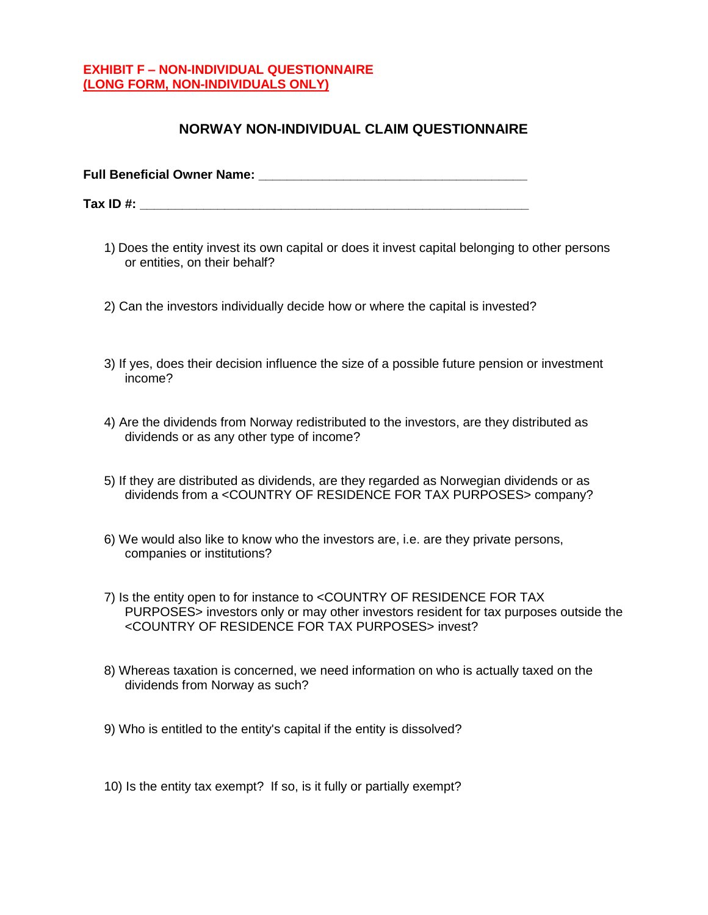**EXHIBIT F – NON-INDIVIDUAL QUESTIONNAIRE**
**(LONG FORM, NON-INDIVIDUALS ONLY)**

## NORWAY NON-INDIVIDUAL CLAIM QUESTIONNAIRE

**Full Beneficial Owner Name: ______________________________________**

**Tax ID #: ________________________________________________________**

1) Does the entity invest its own capital or does it invest capital belonging to other persons or entities, on their behalf?

2) Can the investors individually decide how or where the capital is invested?

3) If yes, does their decision influence the size of a possible future pension or investment income?

4) Are the dividends from Norway redistributed to the investors, are they distributed as dividends or as any other type of income?

5) If they are distributed as dividends, are they regarded as Norwegian dividends or as dividends from a <COUNTRY OF RESIDENCE FOR TAX PURPOSES> company?

6) We would also like to know who the investors are, i.e. are they private persons, companies or institutions?

7) Is the entity open to for instance to <COUNTRY OF RESIDENCE FOR TAX PURPOSES> investors only or may other investors resident for tax purposes outside the <COUNTRY OF RESIDENCE FOR TAX PURPOSES> invest?

8) Whereas taxation is concerned, we need information on who is actually taxed on the dividends from Norway as such?

9) Who is entitled to the entity's capital if the entity is dissolved?

10) Is the entity tax exempt? If so, is it fully or partially exempt?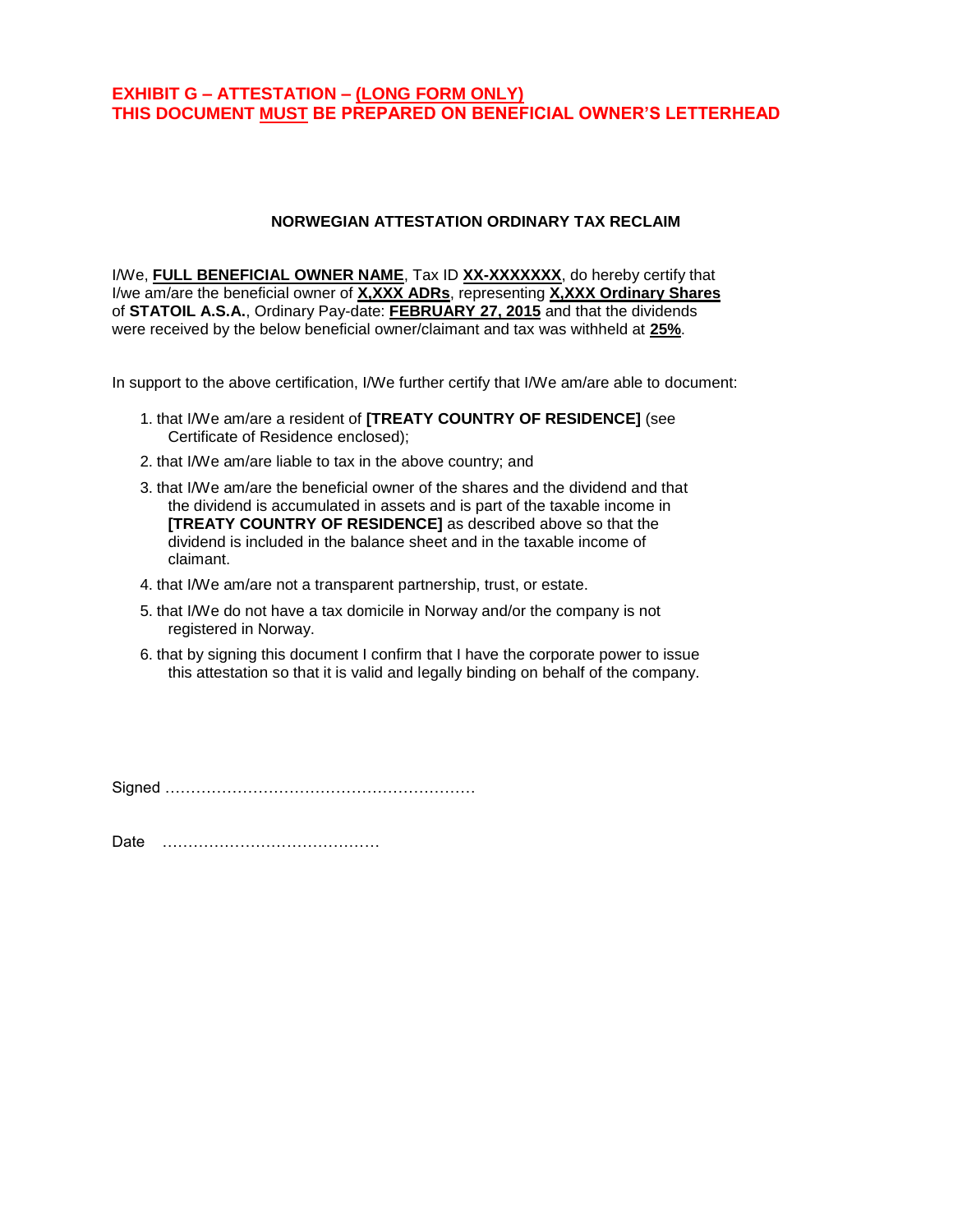**EXHIBIT G – ATTESTATION – (LONG FORM ONLY)**
**THIS DOCUMENT MUST BE PREPARED ON BENEFICIAL OWNER'S LETTERHEAD**

**NORWEGIAN ATTESTATION ORDINARY TAX RECLAIM**

I/We, **FULL BENEFICIAL OWNER NAME**, Tax ID **XX-XXXXXXX**, do hereby certify that I/we am/are the beneficial owner of **X,XXX ADRs**, representing **X,XXX Ordinary Shares** of **STATOIL A.S.A.**, Ordinary Pay-date: **FEBRUARY 27, 2015** and that the dividends were received by the below beneficial owner/claimant and tax was withheld at **25%**.

In support to the above certification, I/We further certify that I/We am/are able to document:

1. that I/We am/are a resident of **[TREATY COUNTRY OF RESIDENCE]** (see Certificate of Residence enclosed);
2. that I/We am/are liable to tax in the above country; and
3. that I/We am/are the beneficial owner of the shares and the dividend and that the dividend is accumulated in assets and is part of the taxable income in **[TREATY COUNTRY OF RESIDENCE]** as described above so that the dividend is included in the balance sheet and in the taxable income of claimant.
4. that I/We am/are not a transparent partnership, trust, or estate.
5. that I/We do not have a tax domicile in Norway and/or the company is not registered in Norway.
6. that by signing this document I confirm that I have the corporate power to issue this attestation so that it is valid and legally binding on behalf of the company.

Signed ………………………………………………….

Date ……………………………………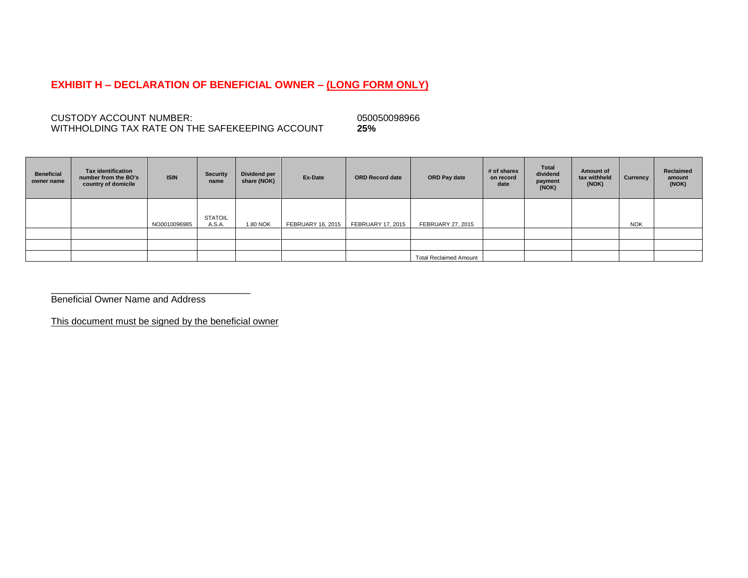# EXHIBIT H – DECLARATION OF BENEFICIAL OWNER – (LONG FORM ONLY)

CUSTODY ACCOUNT NUMBER: 050050098966
WITHHOLDING TAX RATE ON THE SAFEKEEPING ACCOUNT **25%**

| Beneficial owner name | Tax identification number from the BO's country of domicile | ISIN | Security name | Dividend per share (NOK) | Ex-Date | ORD Record date | ORD Pay date | # of shares on record date | Total dividend payment (NOK) | Amount of tax withheld (NOK) | Currency | Reclaimed amount (NOK) |
|---|---|---|---|---|---|---|---|---|---|---|---|---|
| | | NO0010096985 | STATOIL A.S.A. | 1.80 NOK | FEBRUARY 16, 2015 | FEBRUARY 17, 2015 | FEBRUARY 27, 2015 | | | | NOK | |
| | | | | | | | | | | | | |
| | | | | | | | | | | | | |
| | | | | | | | Total Reclaimed Amount | | | | | |

\_\_\_\_\_\_\_\_\_\_\_\_\_\_\_\_\_\_\_\_\_\_\_\_\_\_\_\_\_\_\_\_\_\_\_\_\_\_\_\_
Beneficial Owner Name and Address

This document must be signed by the beneficial owner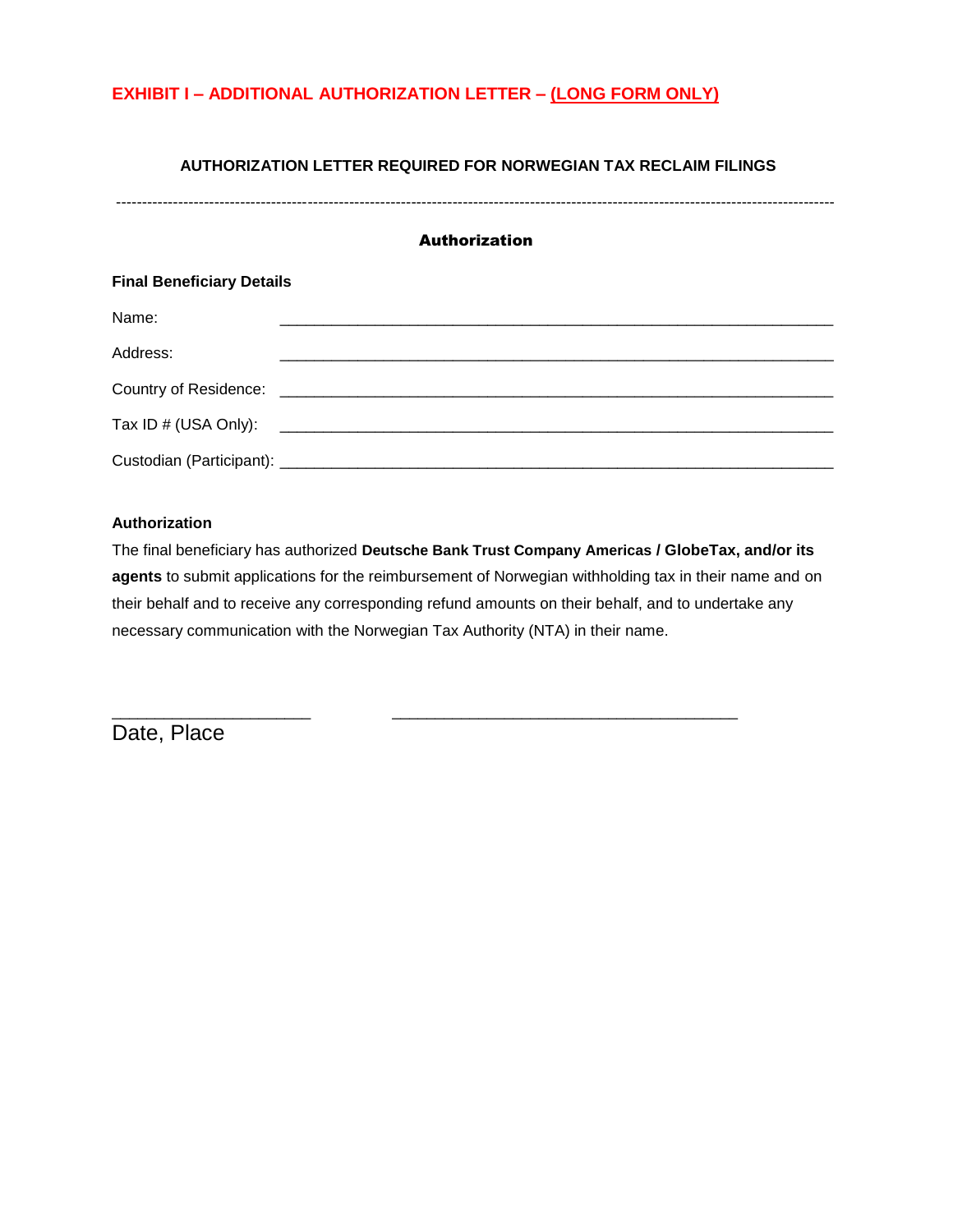**EXHIBIT I – ADDITIONAL AUTHORIZATION LETTER – (LONG FORM ONLY)**

**AUTHORIZATION LETTER REQUIRED FOR NORTWEGIAN TAX RECLAIM FILINGS**

-----------------------------------------------------------------------------------------------------------------------------------

**Authorization**

**Final Beneficiary Details**

Name: ___________________________________________________________________

Address: ___________________________________________________________________

Country of Residence: ___________________________________________________________________

Tax ID # (USA Only): ___________________________________________________________________

Custodian (Participant): ___________________________________________________________________

**Authorization**

The final beneficiary has authorized **Deutsche Bank Trust Company Americas / GlobeTax, and/or its agents** to submit applications for the reimbursement of Norwegian withholding tax in their name and on their behalf and to receive any corresponding refund amounts on their behalf, and to undertake any necessary communication with the Norwegian Tax Authority (NTA) in their name.

____________________ ____________________________________

Date, Place